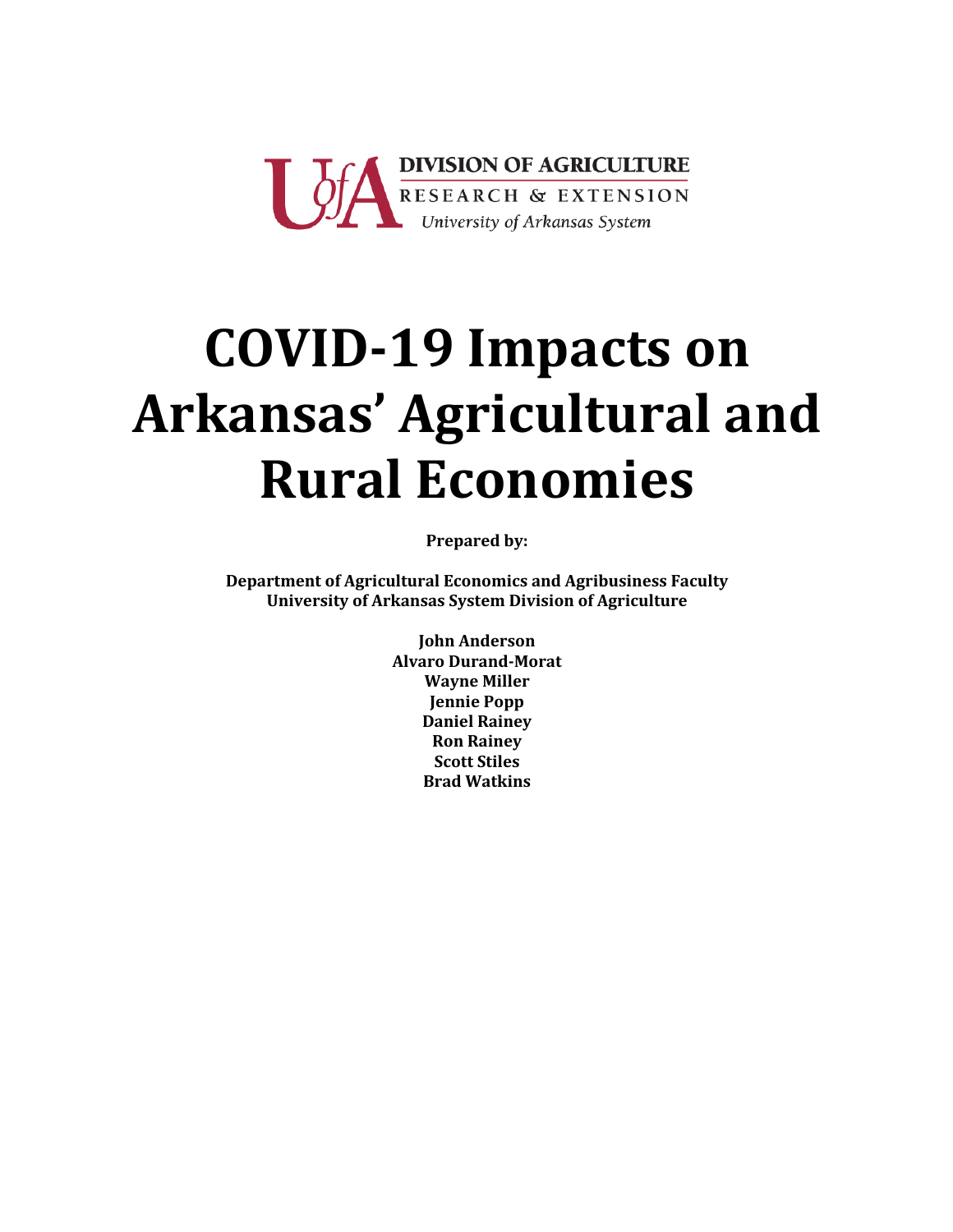DIVISION OF AGRICULTURE
RESEARCH & EXTENSION
*University of Arkansas System*

# COVID-19 Impacts on Arkansas' Agricultural and Rural Economies

**Prepared by:**

**Department of Agricultural Economics and Agribusiness Faculty**
**University of Arkansas System Division of Agriculture**

**John Anderson**
**Alvaro Durand-Morat**
**Wayne Miller**
**Jennie Popp**
**Daniel Rainey**
**Ron Rainey**
**Scott Stiles**
**Brad Watkins**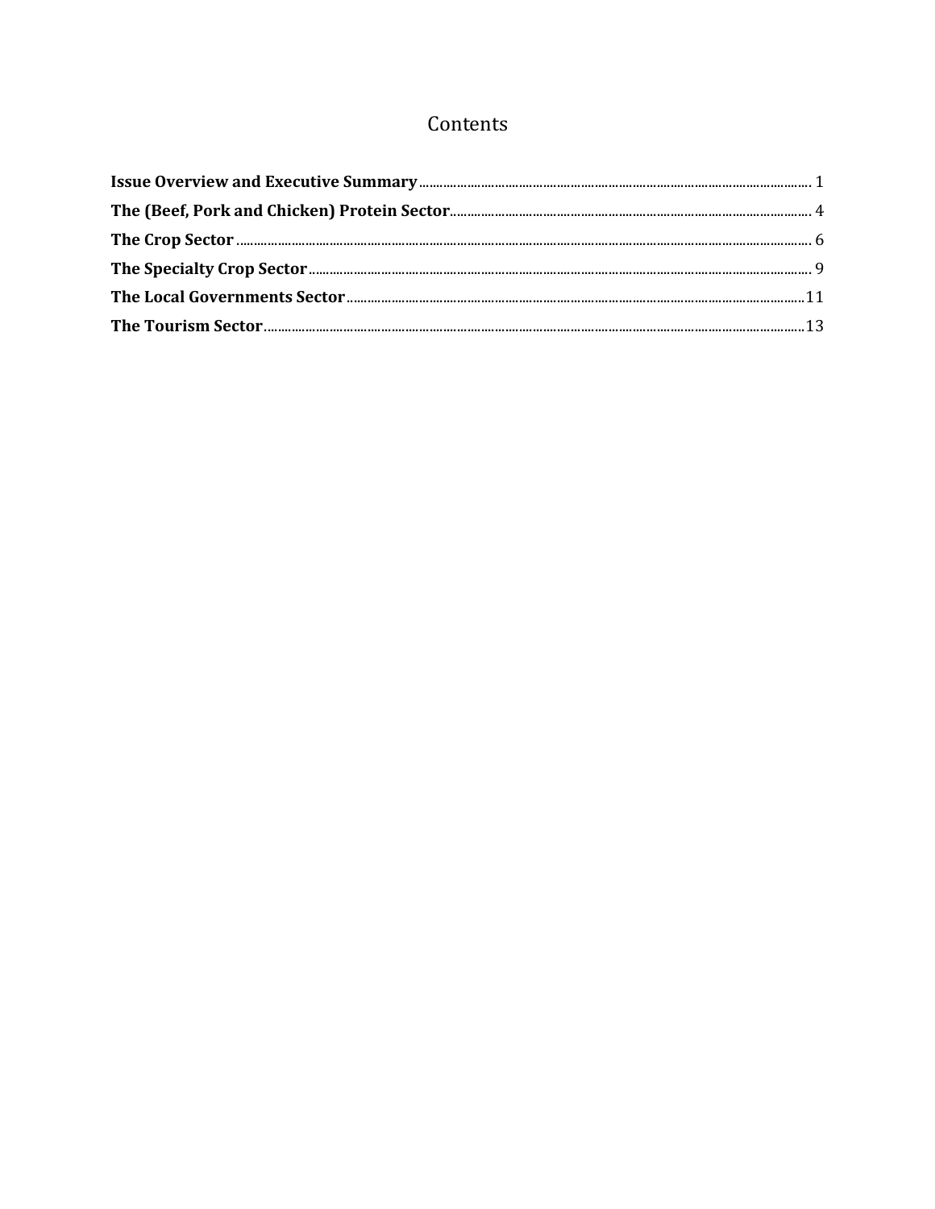# Contents

**Issue Overview and Executive Summary** ........................................ 1

**The (Beef, Pork and Chicken) Protein Sector** ........................................ 4

**The Crop Sector** ........................................ 6

**The Specialty Crop Sector** ........................................ 9

**The Local Governments Sector** ........................................ 11

**The Tourism Sector** ........................................ 13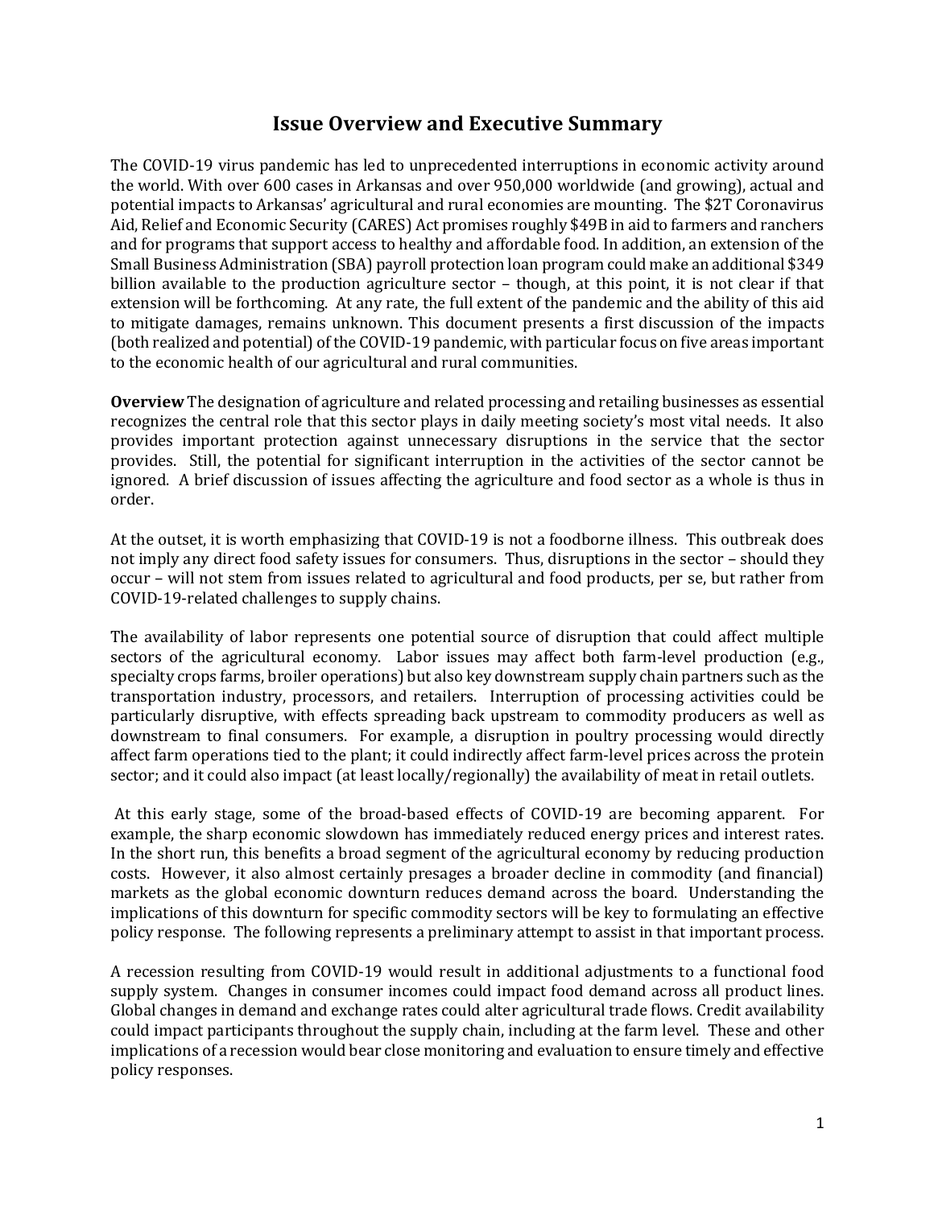# Issue Overview and Executive Summary

The COVID-19 virus pandemic has led to unprecedented interruptions in economic activity around the world. With over 600 cases in Arkansas and over 950,000 worldwide (and growing), actual and potential impacts to Arkansas' agricultural and rural economies are mounting. The $2T Coronavirus Aid, Relief and Economic Security (CARES) Act promises roughly $49B in aid to farmers and ranchers and for programs that support access to healthy and affordable food. In addition, an extension of the Small Business Administration (SBA) payroll protection loan program could make an additional $349 billion available to the production agriculture sector – though, at this point, it is not clear if that extension will be forthcoming. At any rate, the full extent of the pandemic and the ability of this aid to mitigate damages, remains unknown. This document presents a first discussion of the impacts (both realized and potential) of the COVID-19 pandemic, with particular focus on five areas important to the economic health of our agricultural and rural communities.

**Overview** The designation of agriculture and related processing and retailing businesses as essential recognizes the central role that this sector plays in daily meeting society's most vital needs. It also provides important protection against unnecessary disruptions in the service that the sector provides. Still, the potential for significant interruption in the activities of the sector cannot be ignored. A brief discussion of issues affecting the agriculture and food sector as a whole is thus in order.

At the outset, it is worth emphasizing that COVID-19 is not a foodborne illness. This outbreak does not imply any direct food safety issues for consumers. Thus, disruptions in the sector – should they occur – will not stem from issues related to agricultural and food products, per se, but rather from COVID-19-related challenges to supply chains.

The availability of labor represents one potential source of disruption that could affect multiple sectors of the agricultural economy. Labor issues may affect both farm-level production (e.g., specialty crops farms, broiler operations) but also key downstream supply chain partners such as the transportation industry, processors, and retailers. Interruption of processing activities could be particularly disruptive, with effects spreading back upstream to commodity producers as well as downstream to final consumers. For example, a disruption in poultry processing would directly affect farm operations tied to the plant; it could indirectly affect farm-level prices across the protein sector; and it could also impact (at least locally/regionally) the availability of meat in retail outlets.

At this early stage, some of the broad-based effects of COVID-19 are becoming apparent. For example, the sharp economic slowdown has immediately reduced energy prices and interest rates. In the short run, this benefits a broad segment of the agricultural economy by reducing production costs. However, it also almost certainly presages a broader decline in commodity (and financial) markets as the global economic downturn reduces demand across the board. Understanding the implications of this downturn for specific commodity sectors will be key to formulating an effective policy response. The following represents a preliminary attempt to assist in that important process.

A recession resulting from COVID-19 would result in additional adjustments to a functional food supply system. Changes in consumer incomes could impact food demand across all product lines. Global changes in demand and exchange rates could alter agricultural trade flows. Credit availability could impact participants throughout the supply chain, including at the farm level. These and other implications of a recession would bear close monitoring and evaluation to ensure timely and effective policy responses.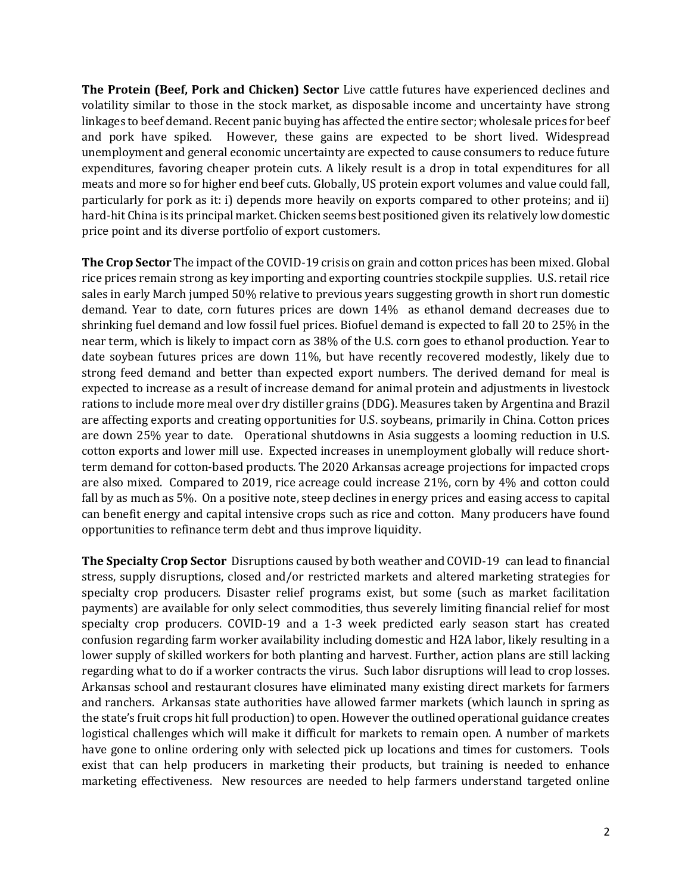**The Protein (Beef, Pork and Chicken) Sector** Live cattle futures have experienced declines and volatility similar to those in the stock market, as disposable income and uncertainty have strong linkages to beef demand. Recent panic buying has affected the entire sector; wholesale prices for beef and pork have spiked. However, these gains are expected to be short lived. Widespread unemployment and general economic uncertainty are expected to cause consumers to reduce future expenditures, favoring cheaper protein cuts. A likely result is a drop in total expenditures for all meats and more so for higher end beef cuts. Globally, US protein export volumes and value could fall, particularly for pork as it: i) depends more heavily on exports compared to other proteins; and ii) hard-hit China is its principal market. Chicken seems best positioned given its relatively low domestic price point and its diverse portfolio of export customers.

**The Crop Sector** The impact of the COVID-19 crisis on grain and cotton prices has been mixed. Global rice prices remain strong as key importing and exporting countries stockpile supplies. U.S. retail rice sales in early March jumped 50% relative to previous years suggesting growth in short run domestic demand. Year to date, corn futures prices are down 14% as ethanol demand decreases due to shrinking fuel demand and low fossil fuel prices. Biofuel demand is expected to fall 20 to 25% in the near term, which is likely to impact corn as 38% of the U.S. corn goes to ethanol production. Year to date soybean futures prices are down 11%, but have recently recovered modestly, likely due to strong feed demand and better than expected export numbers. The derived demand for meal is expected to increase as a result of increase demand for animal protein and adjustments in livestock rations to include more meal over dry distiller grains (DDG). Measures taken by Argentina and Brazil are affecting exports and creating opportunities for U.S. soybeans, primarily in China. Cotton prices are down 25% year to date. Operational shutdowns in Asia suggests a looming reduction in U.S. cotton exports and lower mill use. Expected increases in unemployment globally will reduce short-term demand for cotton-based products. The 2020 Arkansas acreage projections for impacted crops are also mixed. Compared to 2019, rice acreage could increase 21%, corn by 4% and cotton could fall by as much as 5%. On a positive note, steep declines in energy prices and easing access to capital can benefit energy and capital intensive crops such as rice and cotton. Many producers have found opportunities to refinance term debt and thus improve liquidity.

**The Specialty Crop Sector** Disruptions caused by both weather and COVID-19 can lead to financial stress, supply disruptions, closed and/or restricted markets and altered marketing strategies for specialty crop producers. Disaster relief programs exist, but some (such as market facilitation payments) are available for only select commodities, thus severely limiting financial relief for most specialty crop producers. COVID-19 and a 1-3 week predicted early season start has created confusion regarding farm worker availability including domestic and H2A labor, likely resulting in a lower supply of skilled workers for both planting and harvest. Further, action plans are still lacking regarding what to do if a worker contracts the virus. Such labor disruptions will lead to crop losses. Arkansas school and restaurant closures have eliminated many existing direct markets for farmers and ranchers. Arkansas state authorities have allowed farmer markets (which launch in spring as the state's fruit crops hit full production) to open. However the outlined operational guidance creates logistical challenges which will make it difficult for markets to remain open. A number of markets have gone to online ordering only with selected pick up locations and times for customers. Tools exist that can help producers in marketing their products, but training is needed to enhance marketing effectiveness. New resources are needed to help farmers understand targeted online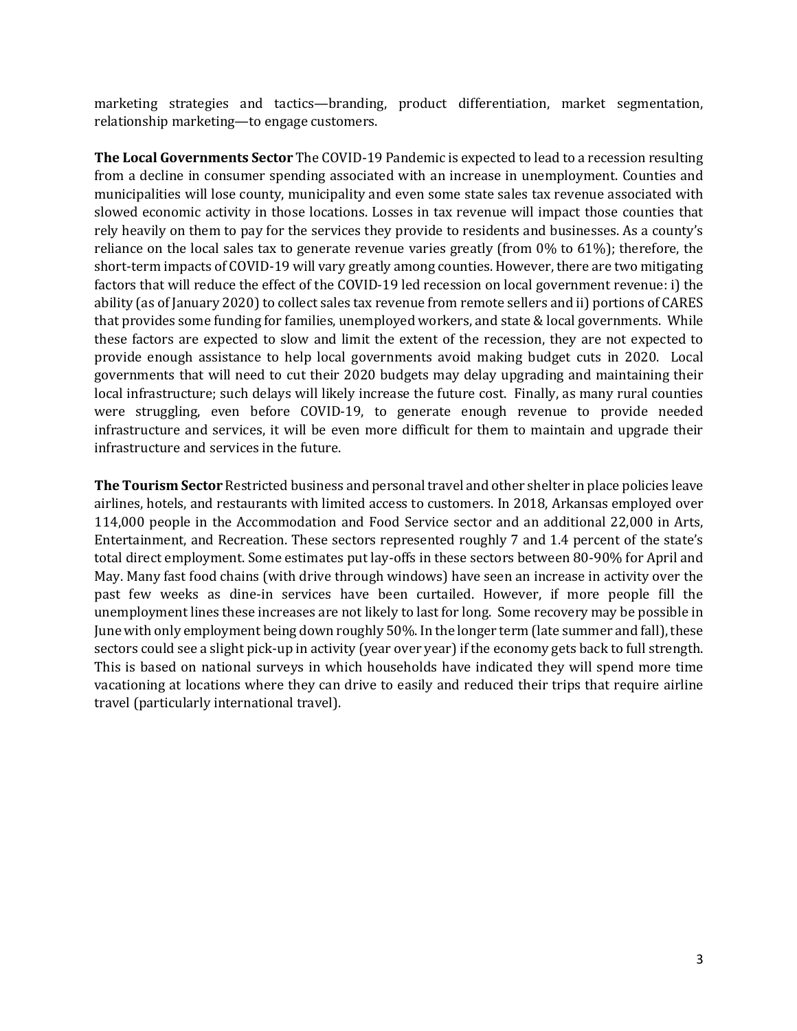marketing strategies and tactics—branding, product differentiation, market segmentation, relationship marketing—to engage customers.

**The Local Governments Sector** The COVID-19 Pandemic is expected to lead to a recession resulting from a decline in consumer spending associated with an increase in unemployment. Counties and municipalities will lose county, municipality and even some state sales tax revenue associated with slowed economic activity in those locations. Losses in tax revenue will impact those counties that rely heavily on them to pay for the services they provide to residents and businesses. As a county's reliance on the local sales tax to generate revenue varies greatly (from 0% to 61%); therefore, the short-term impacts of COVID-19 will vary greatly among counties. However, there are two mitigating factors that will reduce the effect of the COVID-19 led recession on local government revenue: i) the ability (as of January 2020) to collect sales tax revenue from remote sellers and ii) portions of CARES that provides some funding for families, unemployed workers, and state & local governments. While these factors are expected to slow and limit the extent of the recession, they are not expected to provide enough assistance to help local governments avoid making budget cuts in 2020. Local governments that will need to cut their 2020 budgets may delay upgrading and maintaining their local infrastructure; such delays will likely increase the future cost. Finally, as many rural counties were struggling, even before COVID-19, to generate enough revenue to provide needed infrastructure and services, it will be even more difficult for them to maintain and upgrade their infrastructure and services in the future.

**The Tourism Sector** Restricted business and personal travel and other shelter in place policies leave airlines, hotels, and restaurants with limited access to customers. In 2018, Arkansas employed over 114,000 people in the Accommodation and Food Service sector and an additional 22,000 in Arts, Entertainment, and Recreation. These sectors represented roughly 7 and 1.4 percent of the state's total direct employment. Some estimates put lay-offs in these sectors between 80-90% for April and May. Many fast food chains (with drive through windows) have seen an increase in activity over the past few weeks as dine-in services have been curtailed. However, if more people fill the unemployment lines these increases are not likely to last for long. Some recovery may be possible in June with only employment being down roughly 50%. In the longer term (late summer and fall), these sectors could see a slight pick-up in activity (year over year) if the economy gets back to full strength. This is based on national surveys in which households have indicated they will spend more time vacationing at locations where they can drive to easily and reduced their trips that require airline travel (particularly international travel).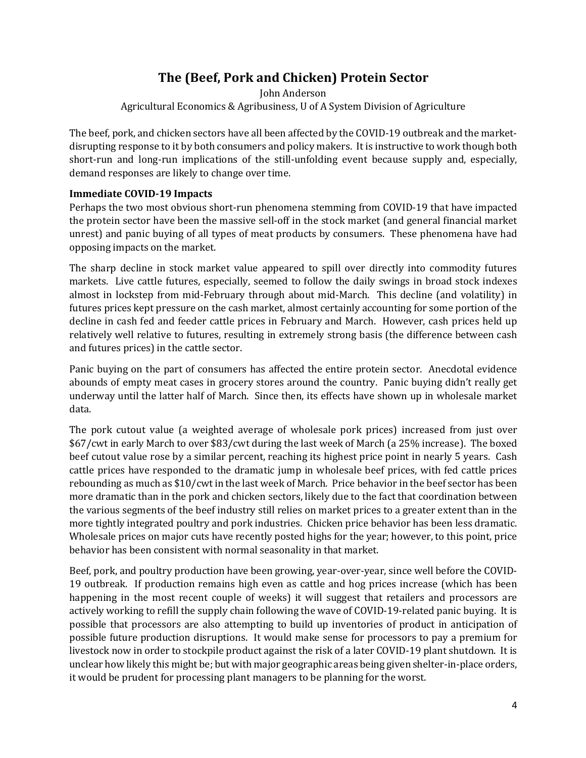## The (Beef, Pork and Chicken) Protein Sector

John Anderson

Agricultural Economics & Agribusiness, U of A System Division of Agriculture

The beef, pork, and chicken sectors have all been affected by the COVID-19 outbreak and the market-disrupting response to it by both consumers and policy makers. It is instructive to work though both short-run and long-run implications of the still-unfolding event because supply and, especially, demand responses are likely to change over time.

**Immediate COVID-19 Impacts**

Perhaps the two most obvious short-run phenomena stemming from COVID-19 that have impacted the protein sector have been the massive sell-off in the stock market (and general financial market unrest) and panic buying of all types of meat products by consumers. These phenomena have had opposing impacts on the market.

The sharp decline in stock market value appeared to spill over directly into commodity futures markets. Live cattle futures, especially, seemed to follow the daily swings in broad stock indexes almost in lockstep from mid-February through about mid-March. This decline (and volatility) in futures prices kept pressure on the cash market, almost certainly accounting for some portion of the decline in cash fed and feeder cattle prices in February and March. However, cash prices held up relatively well relative to futures, resulting in extremely strong basis (the difference between cash and futures prices) in the cattle sector.

Panic buying on the part of consumers has affected the entire protein sector. Anecdotal evidence abounds of empty meat cases in grocery stores around the country. Panic buying didn't really get underway until the latter half of March. Since then, its effects have shown up in wholesale market data.

The pork cutout value (a weighted average of wholesale pork prices) increased from just over $67/cwt in early March to over $83/cwt during the last week of March (a 25% increase). The boxed beef cutout value rose by a similar percent, reaching its highest price point in nearly 5 years. Cash cattle prices have responded to the dramatic jump in wholesale beef prices, with fed cattle prices rebounding as much as $10/cwt in the last week of March. Price behavior in the beef sector has been more dramatic than in the pork and chicken sectors, likely due to the fact that coordination between the various segments of the beef industry still relies on market prices to a greater extent than in the more tightly integrated poultry and pork industries. Chicken price behavior has been less dramatic. Wholesale prices on major cuts have recently posted highs for the year; however, to this point, price behavior has been consistent with normal seasonality in that market.

Beef, pork, and poultry production have been growing, year-over-year, since well before the COVID-19 outbreak. If production remains high even as cattle and hog prices increase (which has been happening in the most recent couple of weeks) it will suggest that retailers and processors are actively working to refill the supply chain following the wave of COVID-19-related panic buying. It is possible that processors are also attempting to build up inventories of product in anticipation of possible future production disruptions. It would make sense for processors to pay a premium for livestock now in order to stockpile product against the risk of a later COVID-19 plant shutdown. It is unclear how likely this might be; but with major geographic areas being given shelter-in-place orders, it would be prudent for processing plant managers to be planning for the worst.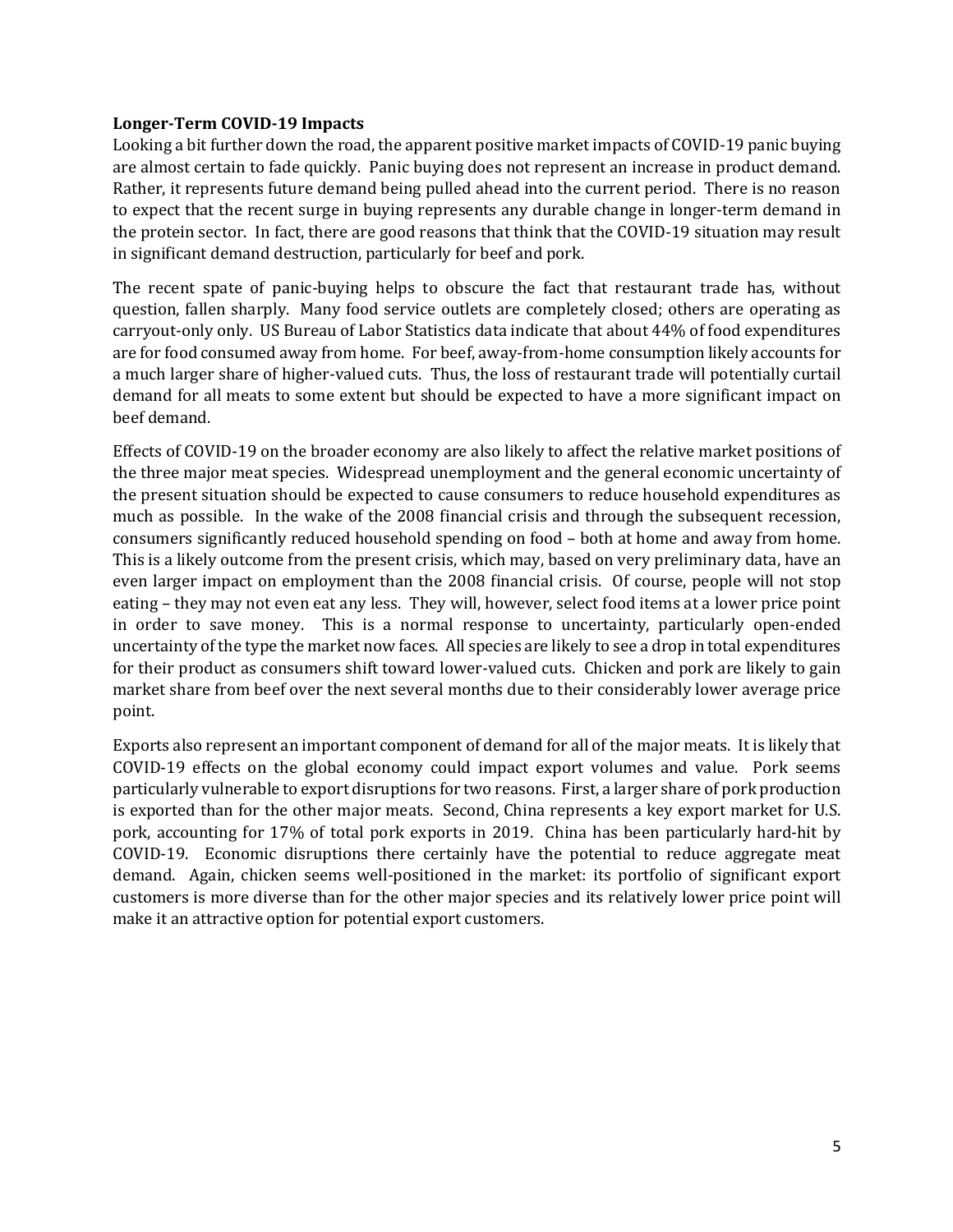**Longer-Term COVID-19 Impacts**

Looking a bit further down the road, the apparent positive market impacts of COVID-19 panic buying are almost certain to fade quickly. Panic buying does not represent an increase in product demand. Rather, it represents future demand being pulled ahead into the current period. There is no reason to expect that the recent surge in buying represents any durable change in longer-term demand in the protein sector. In fact, there are good reasons that think that the COVID-19 situation may result in significant demand destruction, particularly for beef and pork.

The recent spate of panic-buying helps to obscure the fact that restaurant trade has, without question, fallen sharply. Many food service outlets are completely closed; others are operating as carryout-only only. US Bureau of Labor Statistics data indicate that about 44% of food expenditures are for food consumed away from home. For beef, away-from-home consumption likely accounts for a much larger share of higher-valued cuts. Thus, the loss of restaurant trade will potentially curtail demand for all meats to some extent but should be expected to have a more significant impact on beef demand.

Effects of COVID-19 on the broader economy are also likely to affect the relative market positions of the three major meat species. Widespread unemployment and the general economic uncertainty of the present situation should be expected to cause consumers to reduce household expenditures as much as possible. In the wake of the 2008 financial crisis and through the subsequent recession, consumers significantly reduced household spending on food – both at home and away from home. This is a likely outcome from the present crisis, which may, based on very preliminary data, have an even larger impact on employment than the 2008 financial crisis. Of course, people will not stop eating – they may not even eat any less. They will, however, select food items at a lower price point in order to save money. This is a normal response to uncertainty, particularly open-ended uncertainty of the type the market now faces. All species are likely to see a drop in total expenditures for their product as consumers shift toward lower-valued cuts. Chicken and pork are likely to gain market share from beef over the next several months due to their considerably lower average price point.

Exports also represent an important component of demand for all of the major meats. It is likely that COVID-19 effects on the global economy could impact export volumes and value. Pork seems particularly vulnerable to export disruptions for two reasons. First, a larger share of pork production is exported than for the other major meats. Second, China represents a key export market for U.S. pork, accounting for 17% of total pork exports in 2019. China has been particularly hard-hit by COVID-19. Economic disruptions there certainly have the potential to reduce aggregate meat demand. Again, chicken seems well-positioned in the market: its portfolio of significant export customers is more diverse than for the other major species and its relatively lower price point will make it an attractive option for potential export customers.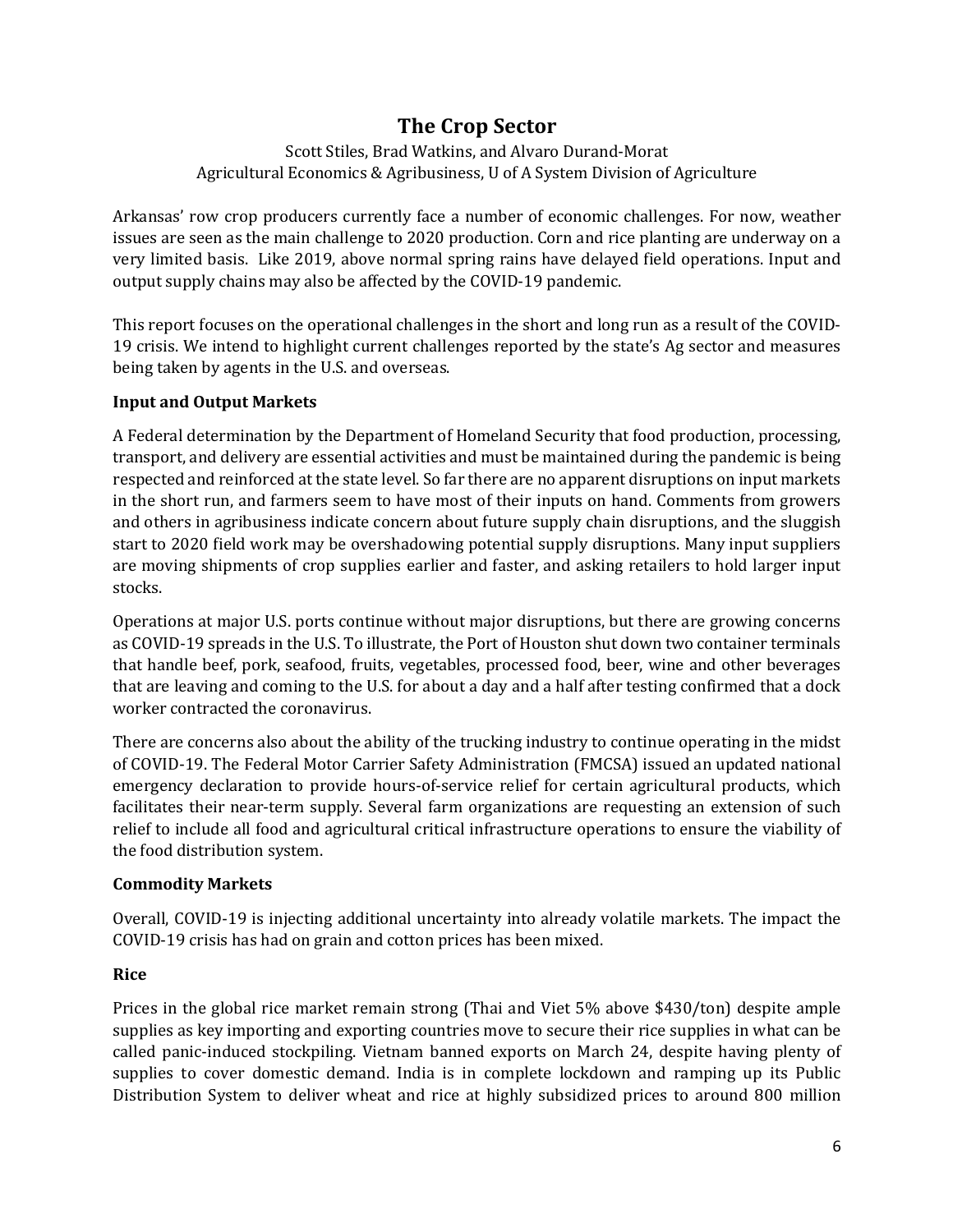# The Crop Sector

Scott Stiles, Brad Watkins, and Alvaro Durand-Morat
Agricultural Economics & Agribusiness, U of A System Division of Agriculture

Arkansas' row crop producers currently face a number of economic challenges. For now, weather issues are seen as the main challenge to 2020 production. Corn and rice planting are underway on a very limited basis. Like 2019, above normal spring rains have delayed field operations. Input and output supply chains may also be affected by the COVID-19 pandemic.

This report focuses on the operational challenges in the short and long run as a result of the COVID-19 crisis. We intend to highlight current challenges reported by the state's Ag sector and measures being taken by agents in the U.S. and overseas.

**Input and Output Markets**

A Federal determination by the Department of Homeland Security that food production, processing, transport, and delivery are essential activities and must be maintained during the pandemic is being respected and reinforced at the state level. So far there are no apparent disruptions on input markets in the short run, and farmers seem to have most of their inputs on hand. Comments from growers and others in agribusiness indicate concern about future supply chain disruptions, and the sluggish start to 2020 field work may be overshadowing potential supply disruptions. Many input suppliers are moving shipments of crop supplies earlier and faster, and asking retailers to hold larger input stocks.

Operations at major U.S. ports continue without major disruptions, but there are growing concerns as COVID-19 spreads in the U.S. To illustrate, the Port of Houston shut down two container terminals that handle beef, pork, seafood, fruits, vegetables, processed food, beer, wine and other beverages that are leaving and coming to the U.S. for about a day and a half after testing confirmed that a dock worker contracted the coronavirus.

There are concerns also about the ability of the trucking industry to continue operating in the midst of COVID-19. The Federal Motor Carrier Safety Administration (FMCSA) issued an updated national emergency declaration to provide hours-of-service relief for certain agricultural products, which facilitates their near-term supply. Several farm organizations are requesting an extension of such relief to include all food and agricultural critical infrastructure operations to ensure the viability of the food distribution system.

**Commodity Markets**

Overall, COVID-19 is injecting additional uncertainty into already volatile markets. The impact the COVID-19 crisis has had on grain and cotton prices has been mixed.

**Rice**

Prices in the global rice market remain strong (Thai and Viet 5% above $430/ton) despite ample supplies as key importing and exporting countries move to secure their rice supplies in what can be called panic-induced stockpiling. Vietnam banned exports on March 24, despite having plenty of supplies to cover domestic demand. India is in complete lockdown and ramping up its Public Distribution System to deliver wheat and rice at highly subsidized prices to around 800 million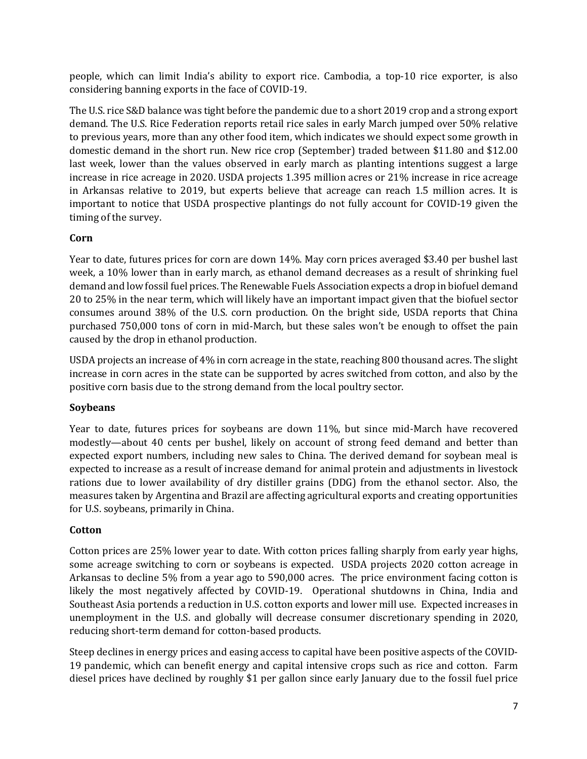people, which can limit India's ability to export rice. Cambodia, a top-10 rice exporter, is also considering banning exports in the face of COVID-19.

The U.S. rice S&D balance was tight before the pandemic due to a short 2019 crop and a strong export demand. The U.S. Rice Federation reports retail rice sales in early March jumped over 50% relative to previous years, more than any other food item, which indicates we should expect some growth in domestic demand in the short run. New rice crop (September) traded between $11.80 and $12.00 last week, lower than the values observed in early march as planting intentions suggest a large increase in rice acreage in 2020. USDA projects 1.395 million acres or 21% increase in rice acreage in Arkansas relative to 2019, but experts believe that acreage can reach 1.5 million acres. It is important to notice that USDA prospective plantings do not fully account for COVID-19 given the timing of the survey.

**Corn**

Year to date, futures prices for corn are down 14%. May corn prices averaged $3.40 per bushel last week, a 10% lower than in early march, as ethanol demand decreases as a result of shrinking fuel demand and low fossil fuel prices. The Renewable Fuels Association expects a drop in biofuel demand 20 to 25% in the near term, which will likely have an important impact given that the biofuel sector consumes around 38% of the U.S. corn production. On the bright side, USDA reports that China purchased 750,000 tons of corn in mid-March, but these sales won't be enough to offset the pain caused by the drop in ethanol production.

USDA projects an increase of 4% in corn acreage in the state, reaching 800 thousand acres. The slight increase in corn acres in the state can be supported by acres switched from cotton, and also by the positive corn basis due to the strong demand from the local poultry sector.

**Soybeans**

Year to date, futures prices for soybeans are down 11%, but since mid-March have recovered modestly—about 40 cents per bushel, likely on account of strong feed demand and better than expected export numbers, including new sales to China. The derived demand for soybean meal is expected to increase as a result of increase demand for animal protein and adjustments in livestock rations due to lower availability of dry distiller grains (DDG) from the ethanol sector. Also, the measures taken by Argentina and Brazil are affecting agricultural exports and creating opportunities for U.S. soybeans, primarily in China.

**Cotton**

Cotton prices are 25% lower year to date. With cotton prices falling sharply from early year highs, some acreage switching to corn or soybeans is expected. USDA projects 2020 cotton acreage in Arkansas to decline 5% from a year ago to 590,000 acres. The price environment facing cotton is likely the most negatively affected by COVID-19. Operational shutdowns in China, India and Southeast Asia portends a reduction in U.S. cotton exports and lower mill use. Expected increases in unemployment in the U.S. and globally will decrease consumer discretionary spending in 2020, reducing short-term demand for cotton-based products.

Steep declines in energy prices and easing access to capital have been positive aspects of the COVID-19 pandemic, which can benefit energy and capital intensive crops such as rice and cotton. Farm diesel prices have declined by roughly $1 per gallon since early January due to the fossil fuel price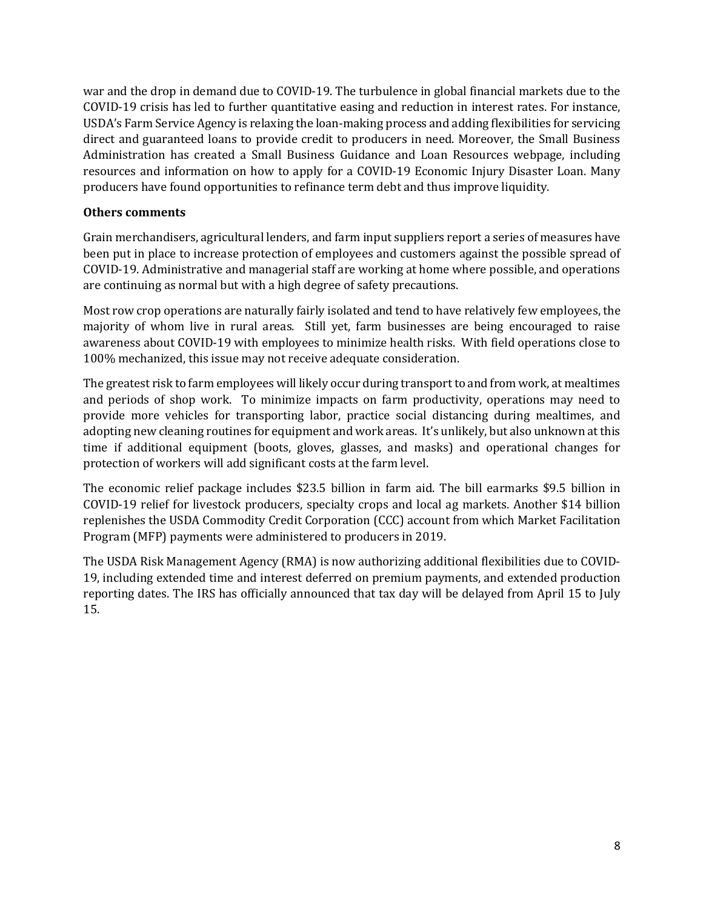war and the drop in demand due to COVID-19. The turbulence in global financial markets due to the COVID-19 crisis has led to further quantitative easing and reduction in interest rates. For instance, USDA's Farm Service Agency is relaxing the loan-making process and adding flexibilities for servicing direct and guaranteed loans to provide credit to producers in need. Moreover, the Small Business Administration has created a Small Business Guidance and Loan Resources webpage, including resources and information on how to apply for a COVID-19 Economic Injury Disaster Loan. Many producers have found opportunities to refinance term debt and thus improve liquidity.

**Others comments**

Grain merchandisers, agricultural lenders, and farm input suppliers report a series of measures have been put in place to increase protection of employees and customers against the possible spread of COVID-19. Administrative and managerial staff are working at home where possible, and operations are continuing as normal but with a high degree of safety precautions.

Most row crop operations are naturally fairly isolated and tend to have relatively few employees, the majority of whom live in rural areas. Still yet, farm businesses are being encouraged to raise awareness about COVID-19 with employees to minimize health risks. With field operations close to 100% mechanized, this issue may not receive adequate consideration.

The greatest risk to farm employees will likely occur during transport to and from work, at mealtimes and periods of shop work. To minimize impacts on farm productivity, operations may need to provide more vehicles for transporting labor, practice social distancing during mealtimes, and adopting new cleaning routines for equipment and work areas. It's unlikely, but also unknown at this time if additional equipment (boots, gloves, glasses, and masks) and operational changes for protection of workers will add significant costs at the farm level.

The economic relief package includes $23.5 billion in farm aid. The bill earmarks $9.5 billion in COVID-19 relief for livestock producers, specialty crops and local ag markets. Another $14 billion replenishes the USDA Commodity Credit Corporation (CCC) account from which Market Facilitation Program (MFP) payments were administered to producers in 2019.

The USDA Risk Management Agency (RMA) is now authorizing additional flexibilities due to COVID-19, including extended time and interest deferred on premium payments, and extended production reporting dates. The IRS has officially announced that tax day will be delayed from April 15 to July 15.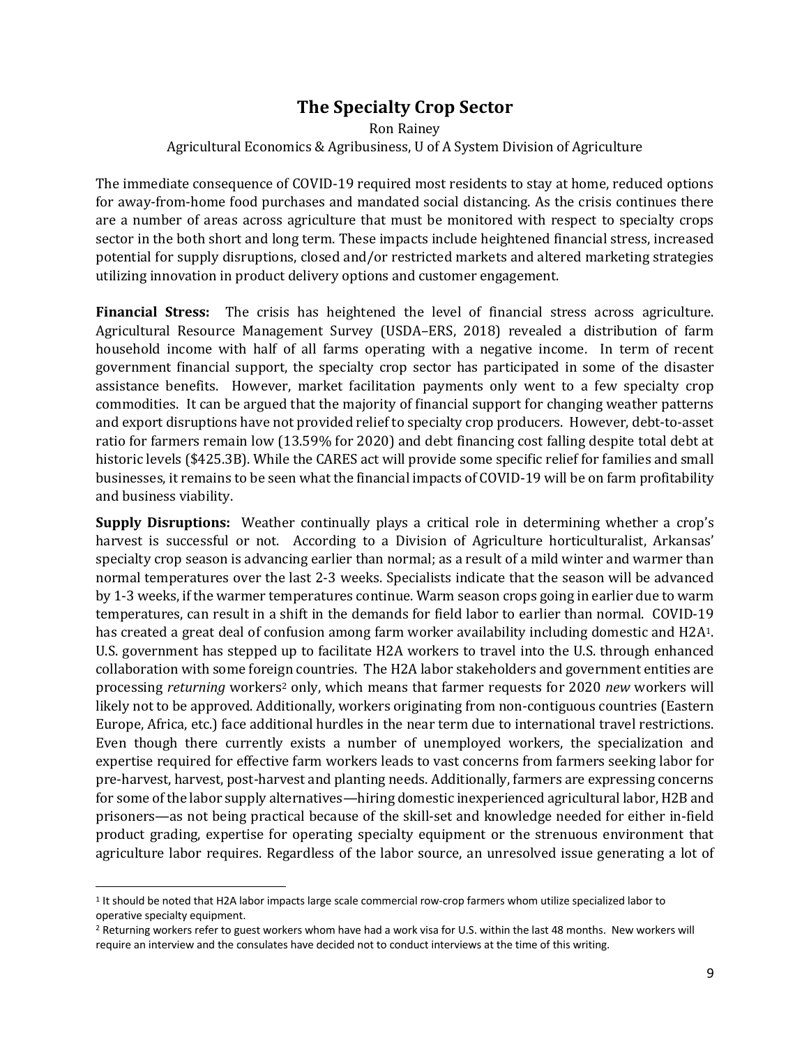# The Specialty Crop Sector

Ron Rainey

Agricultural Economics & Agribusiness, U of A System Division of Agriculture

The immediate consequence of COVID-19 required most residents to stay at home, reduced options for away-from-home food purchases and mandated social distancing. As the crisis continues there are a number of areas across agriculture that must be monitored with respect to specialty crops sector in the both short and long term. These impacts include heightened financial stress, increased potential for supply disruptions, closed and/or restricted markets and altered marketing strategies utilizing innovation in product delivery options and customer engagement.

**Financial Stress:** The crisis has heightened the level of financial stress across agriculture. Agricultural Resource Management Survey (USDA–ERS, 2018) revealed a distribution of farm household income with half of all farms operating with a negative income. In term of recent government financial support, the specialty crop sector has participated in some of the disaster assistance benefits. However, market facilitation payments only went to a few specialty crop commodities. It can be argued that the majority of financial support for changing weather patterns and export disruptions have not provided relief to specialty crop producers. However, debt-to-asset ratio for farmers remain low (13.59% for 2020) and debt financing cost falling despite total debt at historic levels ($425.3B). While the CARES act will provide some specific relief for families and small businesses, it remains to be seen what the financial impacts of COVID-19 will be on farm profitability and business viability.

**Supply Disruptions:** Weather continually plays a critical role in determining whether a crop's harvest is successful or not. According to a Division of Agriculture horticulturalist, Arkansas' specialty crop season is advancing earlier than normal; as a result of a mild winter and warmer than normal temperatures over the last 2-3 weeks. Specialists indicate that the season will be advanced by 1-3 weeks, if the warmer temperatures continue. Warm season crops going in earlier due to warm temperatures, can result in a shift in the demands for field labor to earlier than normal. COVID-19 has created a great deal of confusion among farm worker availability including domestic and H2A[1]. U.S. government has stepped up to facilitate H2A workers to travel into the U.S. through enhanced collaboration with some foreign countries. The H2A labor stakeholders and government entities are processing *returning* workers[2] only, which means that farmer requests for 2020 *new* workers will likely not to be approved. Additionally, workers originating from non-contiguous countries (Eastern Europe, Africa, etc.) face additional hurdles in the near term due to international travel restrictions. Even though there currently exists a number of unemployed workers, the specialization and expertise required for effective farm workers leads to vast concerns from farmers seeking labor for pre-harvest, harvest, post-harvest and planting needs. Additionally, farmers are expressing concerns for some of the labor supply alternatives—hiring domestic inexperienced agricultural labor, H2B and prisoners—as not being practical because of the skill-set and knowledge needed for either in-field product grading, expertise for operating specialty equipment or the strenuous environment that agriculture labor requires. Regardless of the labor source, an unresolved issue generating a lot of

---

[1] It should be noted that H2A labor impacts large scale commercial row-crop farmers whom utilize specialized labor to operative specialty equipment.

[2] Returning workers refer to guest workers whom have had a work visa for U.S. within the last 48 months. New workers will require an interview and the consulates have decided not to conduct interviews at the time of this writing.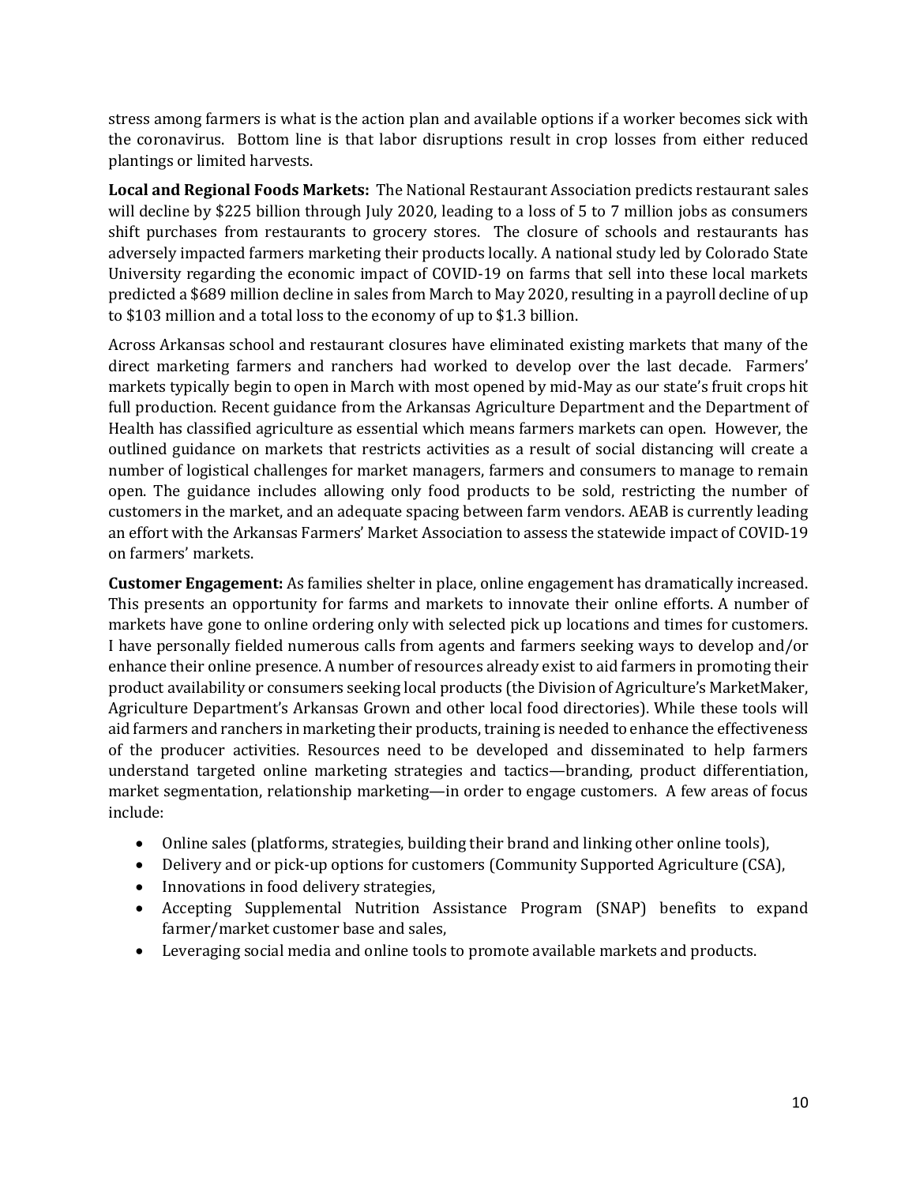stress among farmers is what is the action plan and available options if a worker becomes sick with the coronavirus. Bottom line is that labor disruptions result in crop losses from either reduced plantings or limited harvests.

**Local and Regional Foods Markets:** The National Restaurant Association predicts restaurant sales will decline by $225 billion through July 2020, leading to a loss of 5 to 7 million jobs as consumers shift purchases from restaurants to grocery stores. The closure of schools and restaurants has adversely impacted farmers marketing their products locally. A national study led by Colorado State University regarding the economic impact of COVID-19 on farms that sell into these local markets predicted a $689 million decline in sales from March to May 2020, resulting in a payroll decline of up to $103 million and a total loss to the economy of up to $1.3 billion.

Across Arkansas school and restaurant closures have eliminated existing markets that many of the direct marketing farmers and ranchers had worked to develop over the last decade. Farmers' markets typically begin to open in March with most opened by mid-May as our state's fruit crops hit full production. Recent guidance from the Arkansas Agriculture Department and the Department of Health has classified agriculture as essential which means farmers markets can open. However, the outlined guidance on markets that restricts activities as a result of social distancing will create a number of logistical challenges for market managers, farmers and consumers to manage to remain open. The guidance includes allowing only food products to be sold, restricting the number of customers in the market, and an adequate spacing between farm vendors. AEAB is currently leading an effort with the Arkansas Farmers' Market Association to assess the statewide impact of COVID-19 on farmers' markets.

**Customer Engagement:** As families shelter in place, online engagement has dramatically increased. This presents an opportunity for farms and markets to innovate their online efforts. A number of markets have gone to online ordering only with selected pick up locations and times for customers. I have personally fielded numerous calls from agents and farmers seeking ways to develop and/or enhance their online presence. A number of resources already exist to aid farmers in promoting their product availability or consumers seeking local products (the Division of Agriculture's MarketMaker, Agriculture Department's Arkansas Grown and other local food directories). While these tools will aid farmers and ranchers in marketing their products, training is needed to enhance the effectiveness of the producer activities. Resources need to be developed and disseminated to help farmers understand targeted online marketing strategies and tactics—branding, product differentiation, market segmentation, relationship marketing—in order to engage customers. A few areas of focus include:

- Online sales (platforms, strategies, building their brand and linking other online tools),
- Delivery and or pick-up options for customers (Community Supported Agriculture (CSA),
- Innovations in food delivery strategies,
- Accepting Supplemental Nutrition Assistance Program (SNAP) benefits to expand farmer/market customer base and sales,
- Leveraging social media and online tools to promote available markets and products.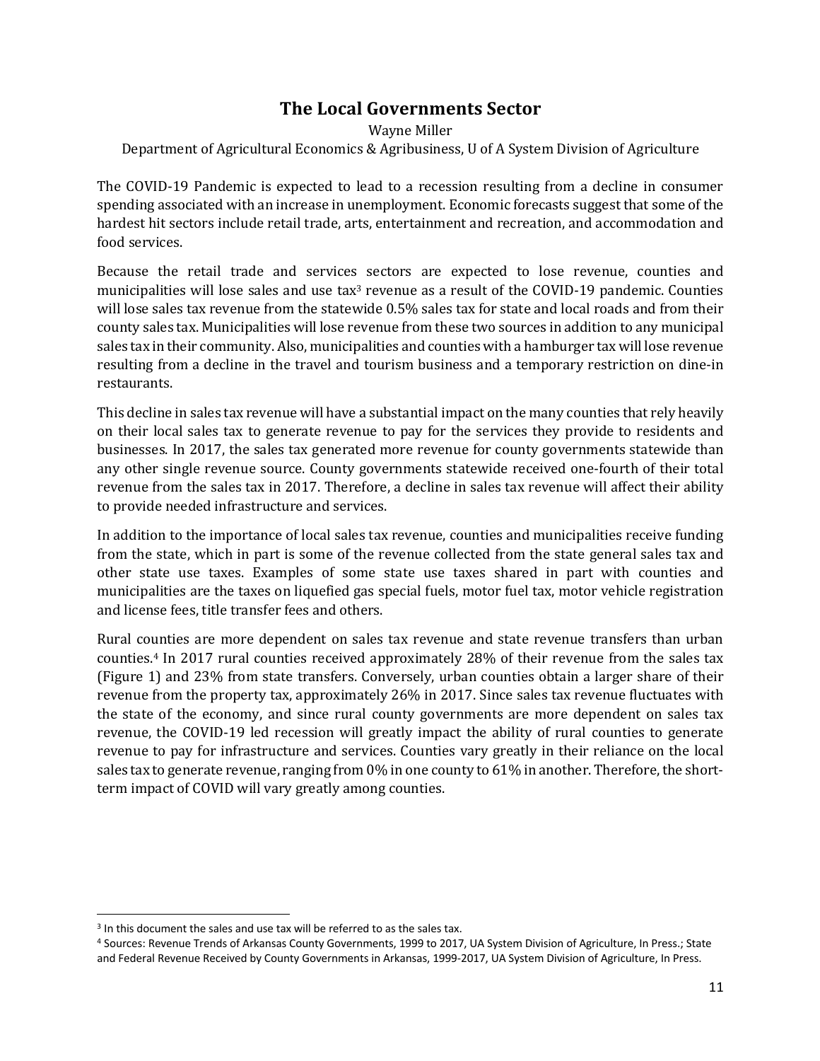# The Local Governments Sector

Wayne Miller

Department of Agricultural Economics & Agribusiness, U of A System Division of Agriculture

The COVID-19 Pandemic is expected to lead to a recession resulting from a decline in consumer spending associated with an increase in unemployment. Economic forecasts suggest that some of the hardest hit sectors include retail trade, arts, entertainment and recreation, and accommodation and food services.

Because the retail trade and services sectors are expected to lose revenue, counties and municipalities will lose sales and use tax[3] revenue as a result of the COVID-19 pandemic. Counties will lose sales tax revenue from the statewide 0.5% sales tax for state and local roads and from their county sales tax. Municipalities will lose revenue from these two sources in addition to any municipal sales tax in their community. Also, municipalities and counties with a hamburger tax will lose revenue resulting from a decline in the travel and tourism business and a temporary restriction on dine-in restaurants.

This decline in sales tax revenue will have a substantial impact on the many counties that rely heavily on their local sales tax to generate revenue to pay for the services they provide to residents and businesses. In 2017, the sales tax generated more revenue for county governments statewide than any other single revenue source. County governments statewide received one-fourth of their total revenue from the sales tax in 2017. Therefore, a decline in sales tax revenue will affect their ability to provide needed infrastructure and services.

In addition to the importance of local sales tax revenue, counties and municipalities receive funding from the state, which in part is some of the revenue collected from the state general sales tax and other state use taxes. Examples of some state use taxes shared in part with counties and municipalities are the taxes on liquefied gas special fuels, motor fuel tax, motor vehicle registration and license fees, title transfer fees and others.

Rural counties are more dependent on sales tax revenue and state revenue transfers than urban counties.[4] In 2017 rural counties received approximately 28% of their revenue from the sales tax (Figure 1) and 23% from state transfers. Conversely, urban counties obtain a larger share of their revenue from the property tax, approximately 26% in 2017. Since sales tax revenue fluctuates with the state of the economy, and since rural county governments are more dependent on sales tax revenue, the COVID-19 led recession will greatly impact the ability of rural counties to generate revenue to pay for infrastructure and services. Counties vary greatly in their reliance on the local sales tax to generate revenue, ranging from 0% in one county to 61% in another. Therefore, the short-term impact of COVID will vary greatly among counties.

---

[3] In this document the sales and use tax will be referred to as the sales tax.

[4] Sources: Revenue Trends of Arkansas County Governments, 1999 to 2017, UA System Division of Agriculture, In Press.; State and Federal Revenue Received by County Governments in Arkansas, 1999-2017, UA System Division of Agriculture, In Press.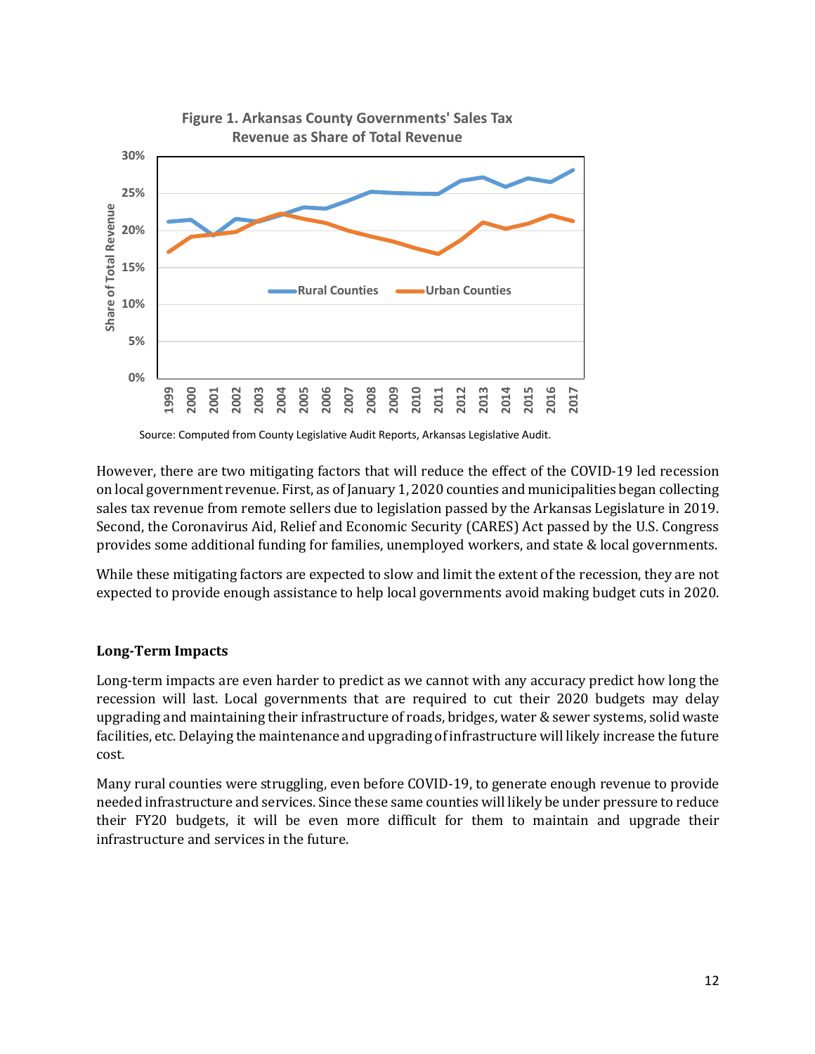**Figure 1. Arkansas County Governments' Sales Tax Revenue as Share of Total Revenue**

Source: Computed from County Legislative Audit Reports, Arkansas Legislative Audit.

However, there are two mitigating factors that will reduce the effect of the COVID-19 led recession on local government revenue. First, as of January 1, 2020 counties and municipalities began collecting sales tax revenue from remote sellers due to legislation passed by the Arkansas Legislature in 2019. Second, the Coronavirus Aid, Relief and Economic Security (CARES) Act passed by the U.S. Congress provides some additional funding for families, unemployed workers, and state & local governments.

While these mitigating factors are expected to slow and limit the extent of the recession, they are not expected to provide enough assistance to help local governments avoid making budget cuts in 2020.

**Long-Term Impacts**

Long-term impacts are even harder to predict as we cannot with any accuracy predict how long the recession will last. Local governments that are required to cut their 2020 budgets may delay upgrading and maintaining their infrastructure of roads, bridges, water & sewer systems, solid waste facilities, etc. Delaying the maintenance and upgrading of infrastructure will likely increase the future cost.

Many rural counties were struggling, even before COVID-19, to generate enough revenue to provide needed infrastructure and services. Since these same counties will likely be under pressure to reduce their FY20 budgets, it will be even more difficult for them to maintain and upgrade their infrastructure and services in the future.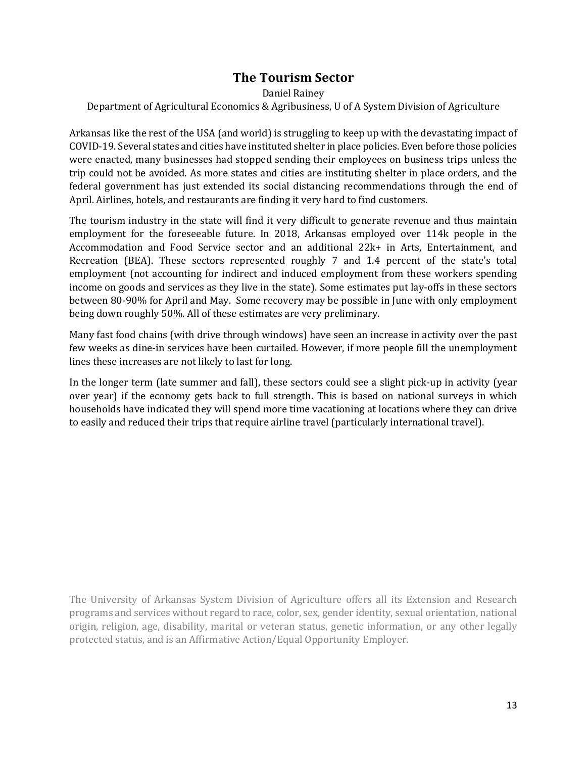# The Tourism Sector

Daniel Rainey

Department of Agricultural Economics & Agribusiness, U of A System Division of Agriculture

Arkansas like the rest of the USA (and world) is struggling to keep up with the devastating impact of COVID-19. Several states and cities have instituted shelter in place policies. Even before those policies were enacted, many businesses had stopped sending their employees on business trips unless the trip could not be avoided. As more states and cities are instituting shelter in place orders, and the federal government has just extended its social distancing recommendations through the end of April. Airlines, hotels, and restaurants are finding it very hard to find customers.

The tourism industry in the state will find it very difficult to generate revenue and thus maintain employment for the foreseeable future. In 2018, Arkansas employed over 114k people in the Accommodation and Food Service sector and an additional 22k+ in Arts, Entertainment, and Recreation (BEA). These sectors represented roughly 7 and 1.4 percent of the state's total employment (not accounting for indirect and induced employment from these workers spending income on goods and services as they live in the state). Some estimates put lay-offs in these sectors between 80-90% for April and May. Some recovery may be possible in June with only employment being down roughly 50%. All of these estimates are very preliminary.

Many fast food chains (with drive through windows) have seen an increase in activity over the past few weeks as dine-in services have been curtailed. However, if more people fill the unemployment lines these increases are not likely to last for long.

In the longer term (late summer and fall), these sectors could see a slight pick-up in activity (year over year) if the economy gets back to full strength. This is based on national surveys in which households have indicated they will spend more time vacationing at locations where they can drive to easily and reduced their trips that require airline travel (particularly international travel).

The University of Arkansas System Division of Agriculture offers all its Extension and Research programs and services without regard to race, color, sex, gender identity, sexual orientation, national origin, religion, age, disability, marital or veteran status, genetic information, or any other legally protected status, and is an Affirmative Action/Equal Opportunity Employer.